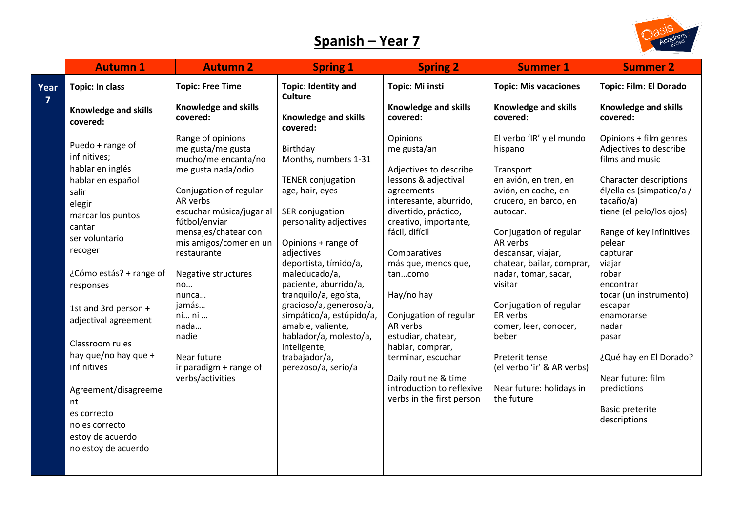# Spanish – Year 7

| | Autumn 1 | Autumn 2 | Spring 1 | Spring 2 | Summer 1 | Summer 2 |
|---|---|---|---|---|---|---|
| **Year 7** | **Topic: In class**<br><br>**Knowledge and skills covered:**<br><br>Puedo + range of infinitives;<br>hablar en inglés<br>hablar en español<br>salir<br>elegir<br>marcar los puntos<br>cantar<br>ser voluntario<br>recoger<br><br>¿Cómo estás? + range of responses<br><br>1st and 3rd person + adjectival agreement<br><br>Classroom rules<br>hay que/no hay que + infinitives<br><br>Agreement/disagreement<br>es correcto<br>no es correcto<br>estoy de acuerdo<br>no estoy de acuerdo | **Topic: Free Time**<br><br>**Knowledge and skills covered:**<br><br>Range of opinions<br>me gusta/me gusta mucho/me encanta/no me gusta nada/odio<br><br>Conjugation of regular AR verbs<br>escuchar música/jugar al fútbol/enviar mensajes/chatear con mis amigos/comer en un restaurante<br><br>Negative structures<br>no…<br>nunca…<br>jamás…<br>ni… ni …<br>nada…<br>nadie<br><br>Near future<br>ir paradigm + range of verbs/activities | **Topic: Identity and Culture**<br><br>**Knowledge and skills covered:**<br><br>Birthday<br>Months, numbers 1-31<br><br>TENER conjugation<br>age, hair, eyes<br><br>SER conjugation<br>personality adjectives<br><br>Opinions + range of adjectives<br>deportista, tímido/a, maleducado/a, paciente, aburrido/a, tranquilo/a, egoísta, gracioso/a, generoso/a, simpático/a, estúpido/a, amable, valiente, hablador/a, molesto/a, inteligente, trabajador/a, perezoso/a, serio/a | **Topic: Mi insti**<br><br>**Knowledge and skills covered:**<br><br>Opinions<br>me gusta/an<br><br>Adjectives to describe lessons & adjectival agreements<br>interesante, aburrido, divertido, práctico, creativo, importante, fácil, difícil<br><br>Comparatives<br>más que, menos que, tan…como<br><br>Hay/no hay<br><br>Conjugation of regular AR verbs<br>estudiar, chatear, hablar, comprar, terminar, escuchar<br><br>Daily routine & time introduction to reflexive verbs in the first person | **Topic: Mis vacaciones**<br><br>**Knowledge and skills covered:**<br><br>El verbo 'IR' y el mundo hispano<br><br>Transport<br>en avión, en tren, en avión, en coche, en crucero, en barco, en autocar.<br><br>Conjugation of regular AR verbs<br>descansar, viajar, chatear, bailar, comprar, nadar, tomar, sacar, visitar<br><br>Conjugation of regular ER verbs<br>comer, leer, conocer, beber<br><br>Preterit tense<br>(el verbo 'ir' & AR verbs)<br><br>Near future: holidays in the future | **Topic: Film: El Dorado**<br><br>**Knowledge and skills covered:**<br><br>Opinions + film genres<br>Adjectives to describe films and music<br><br>Character descriptions<br>él/ella es (simpatico/a / tacaño/a)<br>tiene (el pelo/los ojos)<br><br>Range of key infinitives:<br>pelear<br>capturar<br>viajar<br>robar<br>encontrar<br>tocar (un instrumento)<br>escapar<br>enamorarse<br>nadar<br>pasar<br><br>¿Qué hay en El Dorado?<br><br>Near future: film predictions<br><br>Basic preterite descriptions |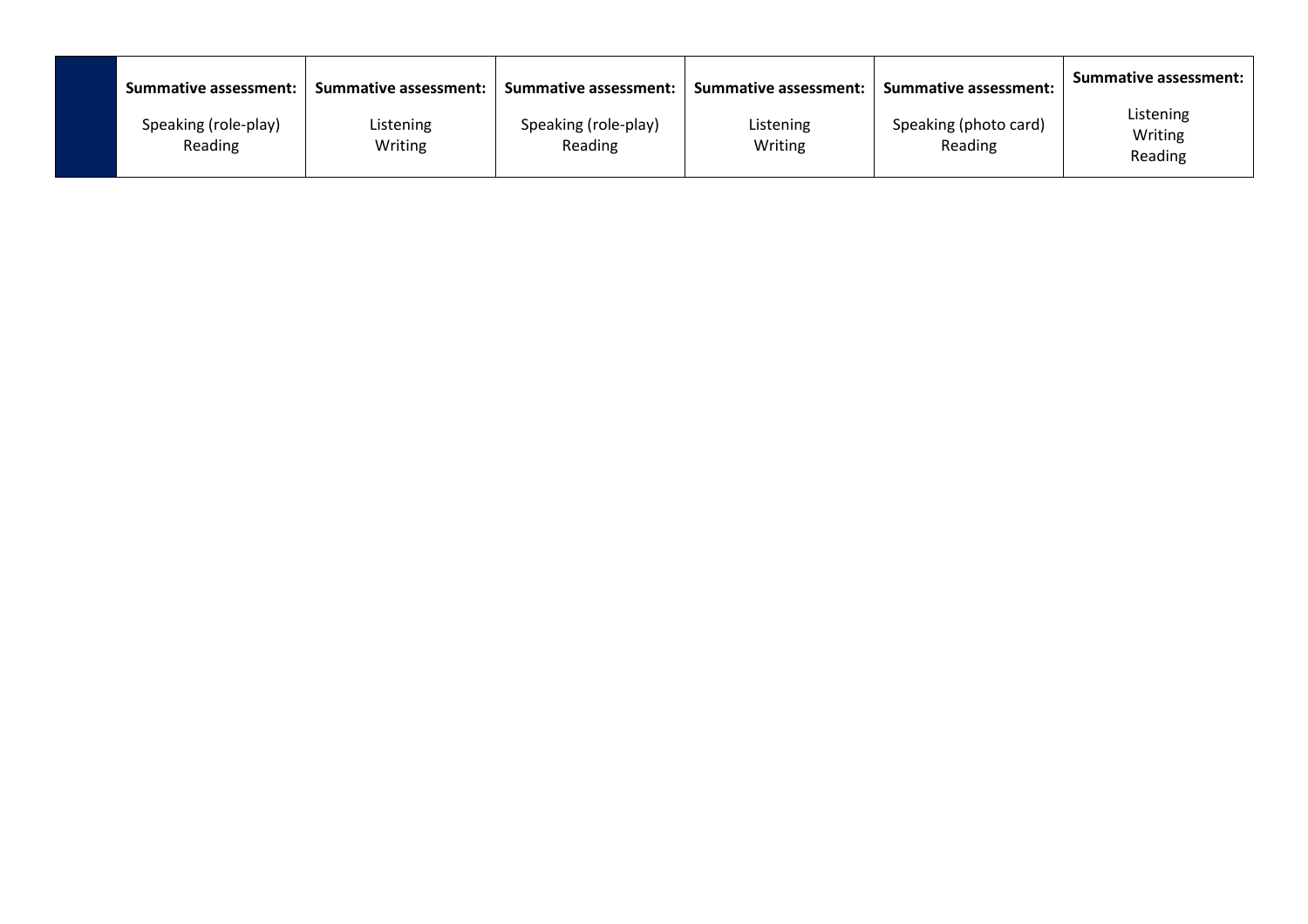| | | | | | | |
|---|---|---|---|---|---|---|
| | **Summative assessment:**<br><br>Speaking (role-play)<br>Reading | **Summative assessment:**<br><br>Listening<br>Writing | **Summative assessment:**<br><br>Speaking (role-play)<br>Reading | **Summative assessment:**<br><br>Listening<br>Writing | **Summative assessment:**<br><br>Speaking (photo card)<br>Reading | **Summative assessment:**<br><br>Listening<br>Writing<br>Reading |